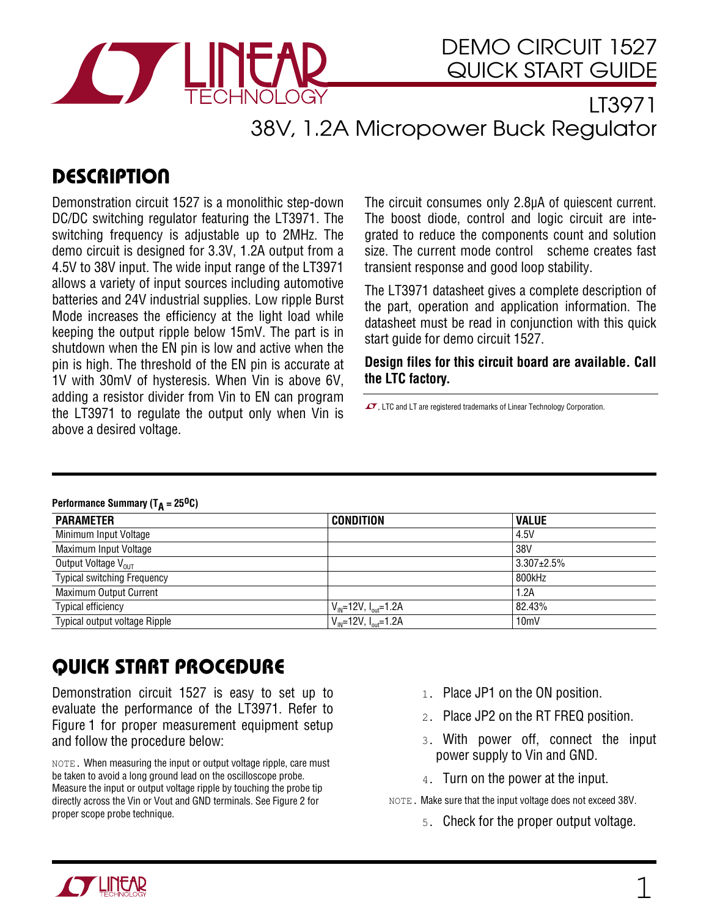# DEMO CIRCUIT 1527 QUICK START GUIDE

## LT3971 38V, 1.2A Micropower Buck Regulator

## DESCRIPTION

Demonstration circuit 1527 is a monolithic step-down DC/DC switching regulator featuring the LT3971. The switching frequency is adjustable up to 2MHz. The demo circuit is designed for 3.3V, 1.2A output from a 4.5V to 38V input. The wide input range of the LT3971 allows a variety of input sources including automotive batteries and 24V industrial supplies. Low ripple Burst Mode increases the efficiency at the light load while keeping the output ripple below 15mV. The part is in shutdown when the EN pin is low and active when the pin is high. The threshold of the EN pin is accurate at 1V with 30mV of hysteresis. When Vin is above 6V, adding a resistor divider from Vin to EN can program the LT3971 to regulate the output only when Vin is above a desired voltage.

The circuit consumes only 2.8µA of quiescent current. The boost diode, control and logic circuit are integrated to reduce the components count and solution size. The current mode control scheme creates fast transient response and good loop stability.

The LT3971 datasheet gives a complete description of the part, operation and application information. The datasheet must be read in conjunction with this quick start guide for demo circuit 1527.

**Design files for this circuit board are available. Call the LTC factory.**

LT, LTC and LT are registered trademarks of Linear Technology Corporation.

**Performance Summary ($T_A$ = 25°C)**

| PARAMETER | CONDITION | VALUE |
|---|---|---|
| Minimum Input Voltage | | 4.5V |
| Maximum Input Voltage | | 38V |
| Output Voltage $V_{OUT}$ | | 3.307±2.5% |
| Typical switching Frequency | | 800kHz |
| Maximum Output Current | | 1.2A |
| Typical efficiency | $V_{IN}$=12V, $I_{out}$=1.2A | 82.43% |
| Typical output voltage Ripple | $V_{IN}$=12V, $I_{out}$=1.2A | 10mV |

## QUICK START PROCEDURE

Demonstration circuit 1527 is easy to set up to evaluate the performance of the LT3971. Refer to Figure 1 for proper measurement equipment setup and follow the procedure below:

NOTE. When measuring the input or output voltage ripple, care must be taken to avoid a long ground lead on the oscilloscope probe. Measure the input or output voltage ripple by touching the probe tip directly across the Vin or Vout and GND terminals. See Figure 2 for proper scope probe technique.

1. Place JP1 on the ON position.
2. Place JP2 on the RT FREQ position.
3. With power off, connect the input power supply to Vin and GND.
4. Turn on the power at the input.

NOTE. Make sure that the input voltage does not exceed 38V.

5. Check for the proper output voltage.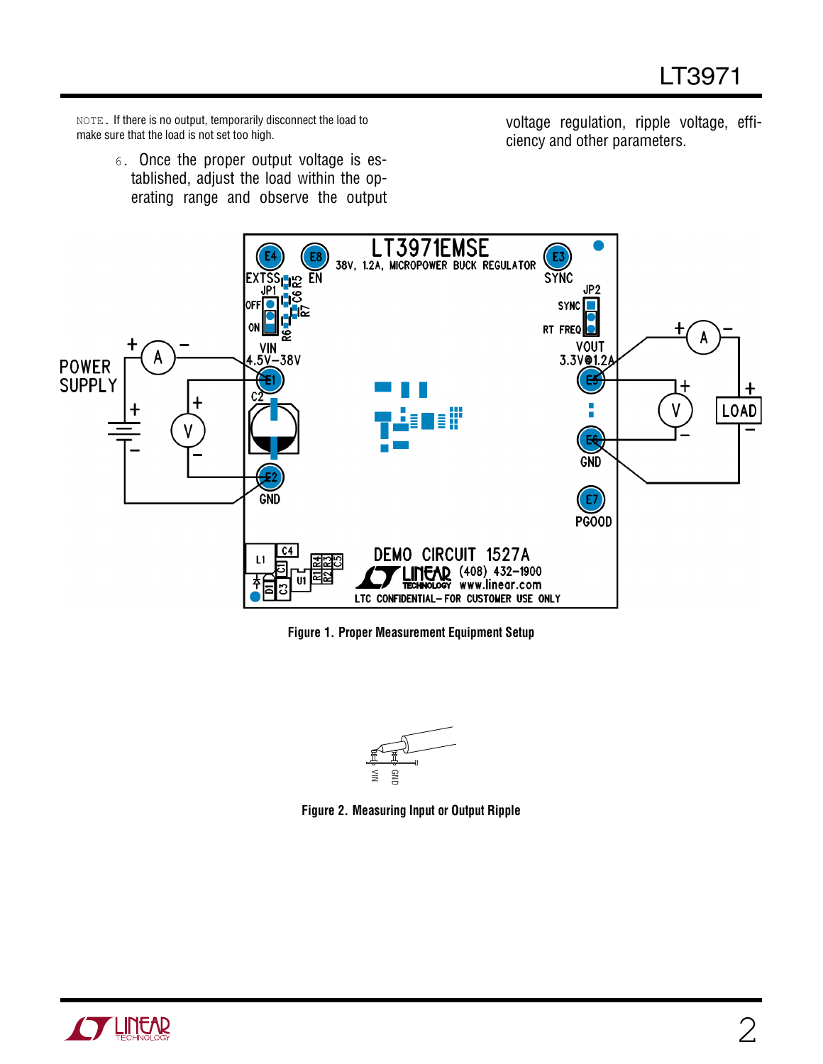NOTE. If there is no output, temporarily disconnect the load to make sure that the load is not set too high.

6. Once the proper output voltage is established, adjust the load within the operating range and observe the output voltage regulation, ripple voltage, efficiency and other parameters.

Figure 1. Proper Measurement Equipment Setup

Figure 2. Measuring Input or Output Ripple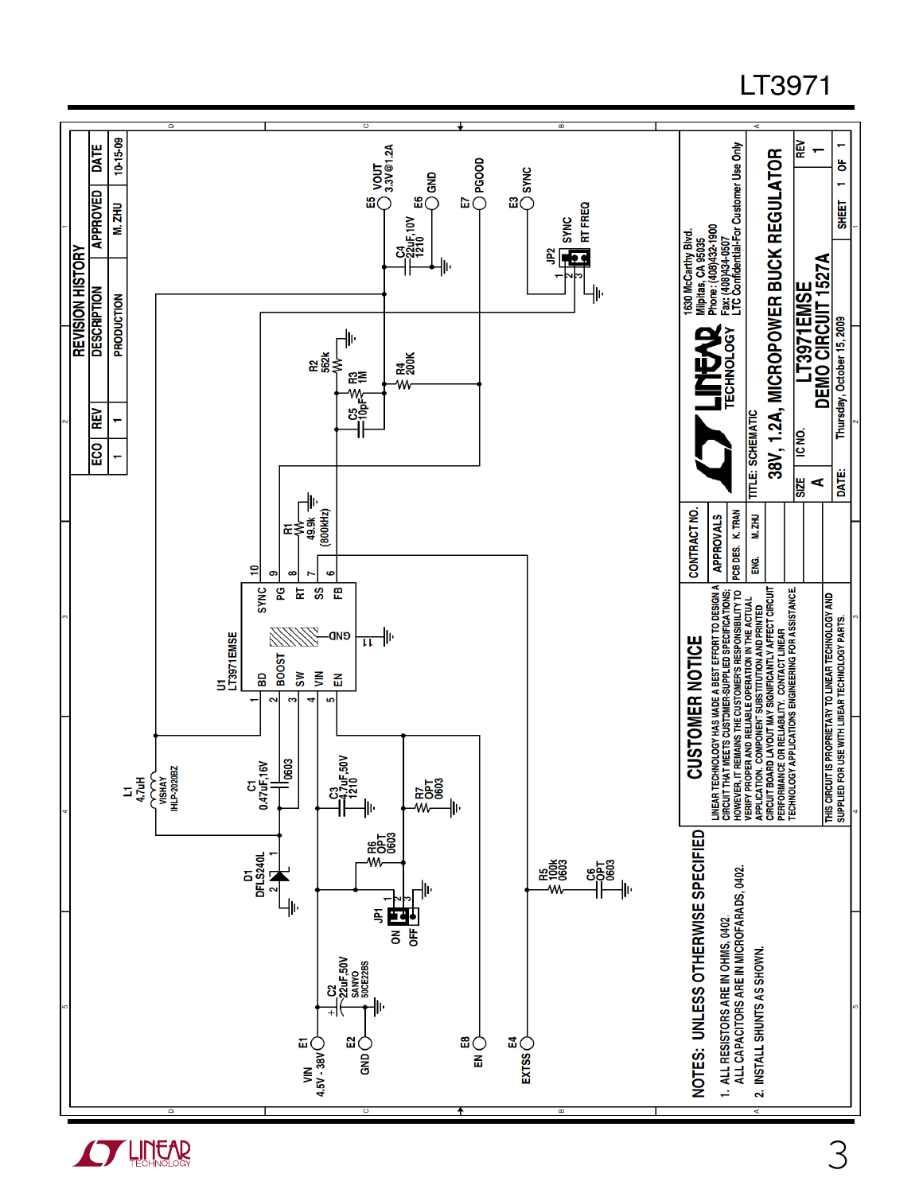REVISION HISTORY

| ECO | REV | DESCRIPTION | APPROVED | DATE |
|---|---|---|---|---|
| 1 | 1 | PRODUCTION | M. ZHU | 10-15-09 |

U1
LT3971EMSE

1 BD
2 BOOST
3 SW
4 VIN
5 EN
10 SYNC
9 PG
8 RT
7 SS
6 FB
GND
11

L1
4.7uH
VISHAY
IHLP-2020BZ

C1
0.47uF,16V
0603

D1
DFLS240L

C3
4.7uF,50V
1210

R7
OPT
0603

R6
OPT
0603

JP1
ON
OFF

R5
100k
0603

C6
OPT
0603

C2
22uF,50V
SANYO
50CE22BS

E1
VIN
4.5V - 38V

E2
GND

E8
EN

E4
EXTSS

R1
49.9k
(800kHz)

R2
562k

R3
1M

C5
10pF

R4
200K

C4
22uF,10V
1210

E5
VOUT
3.3V@1.2A

E6
GND

E7
PGOOD

E3
SYNC

JP2
SYNC
RT FREQ

NOTES: UNLESS OTHERWISE SPECIFIED

1. ALL RESISTORS ARE IN OHMS, 0402.
ALL CAPACITORS ARE IN MICROFARADS, 0402.
2. INSTALL SHUNTS AS SHOWN.

CUSTOMER NOTICE

LINEAR TECHNOLOGY HAS MADE A BEST EFFORT TO DESIGN A CIRCUIT THAT MEETS CUSTOMER-SUPPLIED SPECIFICATIONS; HOWEVER, IT REMAINS THE CUSTOMER'S RESPONSIBILITY TO VERIFY PROPER AND RELIABLE OPERATION IN THE ACTUAL APPLICATION. COMPONENT SUBSTITUTION AND PRINTED CIRCUIT BOARD LAYOUT MAY SIGNIFICANTLY AFFECT CIRCUIT PERFORMANCE OR RELIABILITY. CONTACT LINEAR TECHNOLOGY APPLICATIONS ENGINEERING FOR ASSISTANCE.

THIS CIRCUIT IS PROPRIETARY TO LINEAR TECHNOLOGY AND SUPPLIED FOR USE WITH LINEAR TECHNOLOGY PARTS.

CONTRACT NO.

APPROVALS
PCB DES. K. TRAN
ENG. M. ZHU

LINEAR TECHNOLOGY
1630 McCarthy Blvd.
Milpitas, CA 95035
Phone: (408)432-1900
Fax: (408)434-0507
LTC Confidential-For Customer Use Only

TITLE: SCHEMATIC
38V, 1.2A, MICROPOWER BUCK REGULATOR

SIZE: A
IC NO.: LT3971EMSE
DEMO CIRCUIT 1527A
REV: 1

DATE: Thursday, October 15, 2009
SHEET 1 OF 1